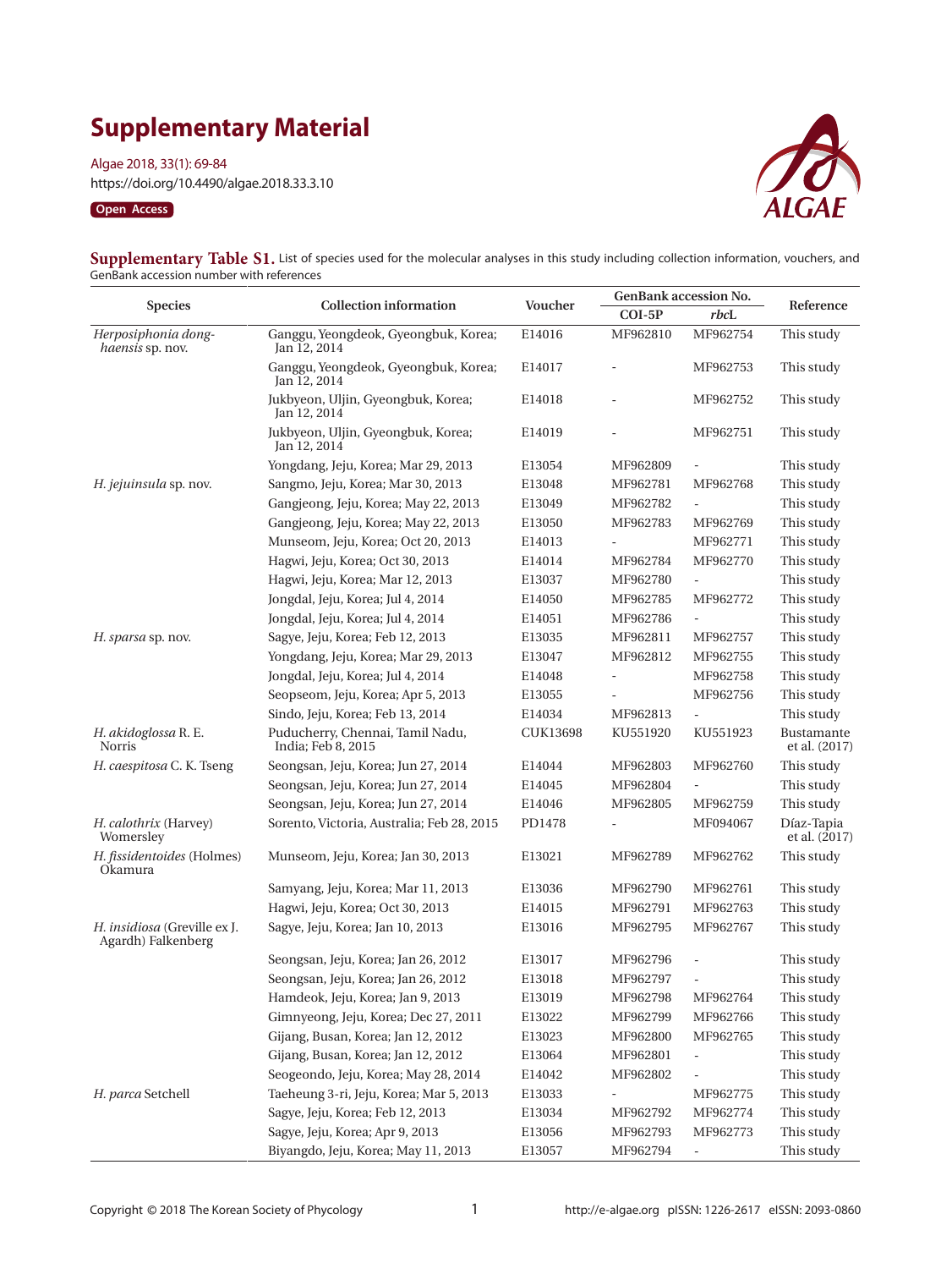# Supplementary Material

Algae 2018, 33(1): 69-84
https://doi.org/10.4490/algae.2018.33.3.10

Open Access

**Supplementary Table S1.** List of species used for the molecular analyses in this study including collection information, vouchers, and GenBank accession number with references

| Species | Collection information | Voucher | GenBank accession No. | | Reference |
|---|---|---|---|---|---|
| | | | COI-5P | *rbc*L | |
| *Herposiphonia dong-haensis* sp. nov. | Ganggu, Yeongdeok, Gyeongbuk, Korea; Jan 12, 2014 | E14016 | MF962810 | MF962754 | This study |
| | Ganggu, Yeongdeok, Gyeongbuk, Korea; Jan 12, 2014 | E14017 | - | MF962753 | This study |
| | Jukbyeon, Uljin, Gyeongbuk, Korea; Jan 12, 2014 | E14018 | - | MF962752 | This study |
| | Jukbyeon, Uljin, Gyeongbuk, Korea; Jan 12, 2014 | E14019 | - | MF962751 | This study |
| | Yongdang, Jeju, Korea; Mar 29, 2013 | E13054 | MF962809 | - | This study |
| *H. jejuinsula* sp. nov. | Sangmo, Jeju, Korea; Mar 30, 2013 | E13048 | MF962781 | MF962768 | This study |
| | Gangjeong, Jeju, Korea; May 22, 2013 | E13049 | MF962782 | - | This study |
| | Gangjeong, Jeju, Korea; May 22, 2013 | E13050 | MF962783 | MF962769 | This study |
| | Munseom, Jeju, Korea; Oct 20, 2013 | E14013 | - | MF962771 | This study |
| | Hagwi, Jeju, Korea; Oct 30, 2013 | E14014 | MF962784 | MF962770 | This study |
| | Hagwi, Jeju, Korea; Mar 12, 2013 | E13037 | MF962780 | - | This study |
| | Jongdal, Jeju, Korea; Jul 4, 2014 | E14050 | MF962785 | MF962772 | This study |
| | Jongdal, Jeju, Korea; Jul 4, 2014 | E14051 | MF962786 | - | This study |
| *H. sparsa* sp. nov. | Sagye, Jeju, Korea; Feb 12, 2013 | E13035 | MF962811 | MF962757 | This study |
| | Yongdang, Jeju, Korea; Mar 29, 2013 | E13047 | MF962812 | MF962755 | This study |
| | Jongdal, Jeju, Korea; Jul 4, 2014 | E14048 | - | MF962758 | This study |
| | Seopseom, Jeju, Korea; Apr 5, 2013 | E13055 | - | MF962756 | This study |
| | Sindo, Jeju, Korea; Feb 13, 2014 | E14034 | MF962813 | - | This study |
| *H. akidoglossa* R. E. Norris | Puducherry, Chennai, Tamil Nadu, India; Feb 8, 2015 | CUK13698 | KU551920 | KU551923 | Bustamante et al. (2017) |
| *H. caespitosa* C. K. Tseng | Seongsan, Jeju, Korea; Jun 27, 2014 | E14044 | MF962803 | MF962760 | This study |
| | Seongsan, Jeju, Korea; Jun 27, 2014 | E14045 | MF962804 | - | This study |
| | Seongsan, Jeju, Korea; Jun 27, 2014 | E14046 | MF962805 | MF962759 | This study |
| *H. calothrix* (Harvey) Womersley | Sorento, Victoria, Australia; Feb 28, 2015 | PD1478 | - | MF094067 | Díaz-Tapia et al. (2017) |
| *H. fissidentoides* (Holmes) Okamura | Munseom, Jeju, Korea; Jan 30, 2013 | E13021 | MF962789 | MF962762 | This study |
| | Samyang, Jeju, Korea; Mar 11, 2013 | E13036 | MF962790 | MF962761 | This study |
| | Hagwi, Jeju, Korea; Oct 30, 2013 | E14015 | MF962791 | MF962763 | This study |
| *H. insidiosa* (Greville ex J. Agardh) Falkenberg | Sagye, Jeju, Korea; Jan 10, 2013 | E13016 | MF962795 | MF962767 | This study |
| | Seongsan, Jeju, Korea; Jan 26, 2012 | E13017 | MF962796 | - | This study |
| | Seongsan, Jeju, Korea; Jan 26, 2012 | E13018 | MF962797 | - | This study |
| | Hamdeok, Jeju, Korea; Jan 9, 2013 | E13019 | MF962798 | MF962764 | This study |
| | Gimnyeong, Jeju, Korea; Dec 27, 2011 | E13022 | MF962799 | MF962766 | This study |
| | Gijang, Busan, Korea; Jan 12, 2012 | E13023 | MF962800 | MF962765 | This study |
| | Gijang, Busan, Korea; Jan 12, 2012 | E13064 | MF962801 | - | This study |
| | Seogeondo, Jeju, Korea; May 28, 2014 | E14042 | MF962802 | - | This study |
| *H. parca* Setchell | Taeheung 3-ri, Jeju, Korea; Mar 5, 2013 | E13033 | - | MF962775 | This study |
| | Sagye, Jeju, Korea; Feb 12, 2013 | E13034 | MF962792 | MF962774 | This study |
| | Sagye, Jeju, Korea; Apr 9, 2013 | E13056 | MF962793 | MF962773 | This study |
| | Biyangdo, Jeju, Korea; May 11, 2013 | E13057 | MF962794 | - | This study |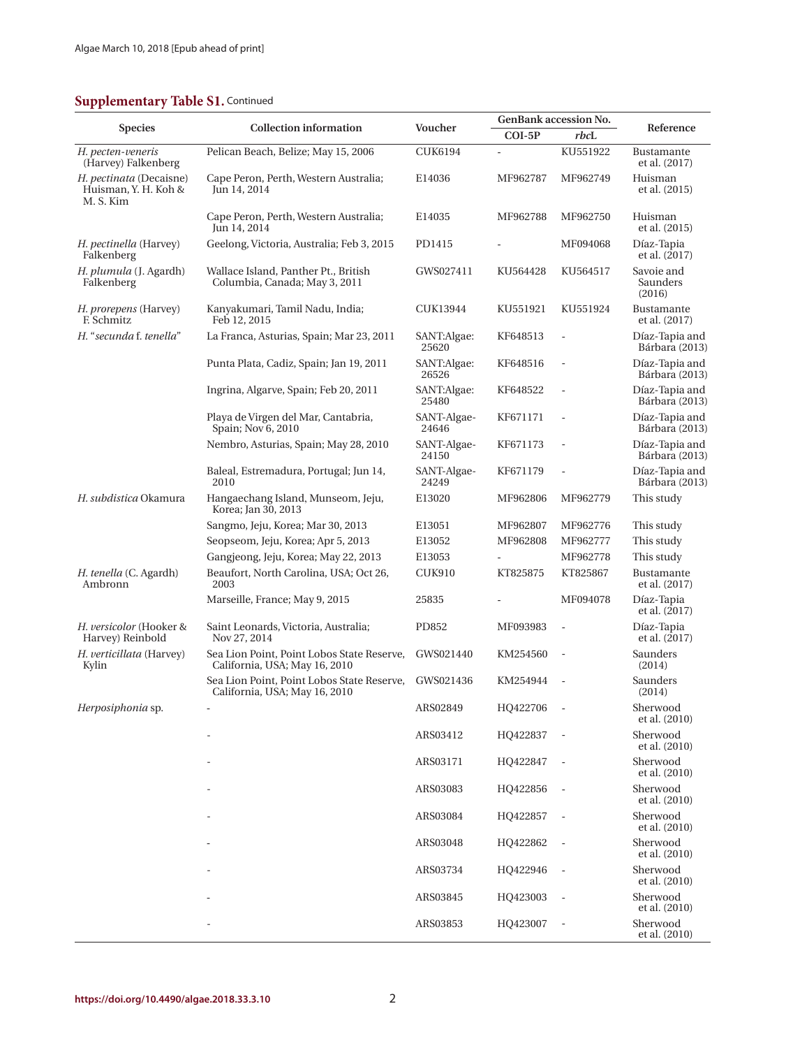**Supplementary Table S1.** Continued

| Species | Collection information | Voucher | GenBank accession No. | | Reference |
|---|---|---|---|---|---|
| | | | COI-5P | *rbc*L | |
| *H. pecten-veneris* (Harvey) Falkenberg | Pelican Beach, Belize; May 15, 2006 | CUK6194 | - | KU551922 | Bustamante et al. (2017) |
| *H. pectinata* (Decaisne) Huisman, Y. H. Koh & M. S. Kim | Cape Peron, Perth, Western Australia; Jun 14, 2014 | E14036 | MF962787 | MF962749 | Huisman et al. (2015) |
| | Cape Peron, Perth, Western Australia; Jun 14, 2014 | E14035 | MF962788 | MF962750 | Huisman et al. (2015) |
| *H. pectinella* (Harvey) Falkenberg | Geelong, Victoria, Australia; Feb 3, 2015 | PD1415 | - | MF094068 | Díaz-Tapia et al. (2017) |
| *H. plumula* (J. Agardh) Falkenberg | Wallace Island, Panther Pt., British Columbia, Canada; May 3, 2011 | GWS027411 | KU564428 | KU564517 | Savoie and Saunders (2016) |
| *H. prorepens* (Harvey) F. Schmitz | Kanyakumari, Tamil Nadu, India; Feb 12, 2015 | CUK13944 | KU551921 | KU551924 | Bustamante et al. (2017) |
| *H.* "*secunda* f. *tenella*" | La Franca, Asturias, Spain; Mar 23, 2011 | SANT:Algae: 25620 | KF648513 | - | Díaz-Tapia and Bárbara (2013) |
| | Punta Plata, Cadiz, Spain; Jan 19, 2011 | SANT:Algae: 26526 | KF648516 | - | Díaz-Tapia and Bárbara (2013) |
| | Ingrina, Algarve, Spain; Feb 20, 2011 | SANT:Algae: 25480 | KF648522 | - | Díaz-Tapia and Bárbara (2013) |
| | Playa de Virgen del Mar, Cantabria, Spain; Nov 6, 2010 | SANT-Algae-24646 | KF671171 | - | Díaz-Tapia and Bárbara (2013) |
| | Nembro, Asturias, Spain; May 28, 2010 | SANT-Algae-24150 | KF671173 | - | Díaz-Tapia and Bárbara (2013) |
| | Baleal, Estremadura, Portugal; Jun 14, 2010 | SANT-Algae-24249 | KF671179 | - | Díaz-Tapia and Bárbara (2013) |
| *H. subdistica* Okamura | Hangaechang Island, Munseom, Jeju, Korea; Jan 30, 2013 | E13020 | MF962806 | MF962779 | This study |
| | Sangmo, Jeju, Korea; Mar 30, 2013 | E13051 | MF962807 | MF962776 | This study |
| | Seopseom, Jeju, Korea; Apr 5, 2013 | E13052 | MF962808 | MF962777 | This study |
| | Gangjeong, Jeju, Korea; May 22, 2013 | E13053 | - | MF962778 | This study |
| *H. tenella* (C. Agardh) Ambronn | Beaufort, North Carolina, USA; Oct 26, 2003 | CUK910 | KT825875 | KT825867 | Bustamante et al. (2017) |
| | Marseille, France; May 9, 2015 | 25835 | - | MF094078 | Díaz-Tapia et al. (2017) |
| *H. versicolor* (Hooker & Harvey) Reinbold | Saint Leonards, Victoria, Australia; Nov 27, 2014 | PD852 | MF093983 | - | Díaz-Tapia et al. (2017) |
| *H. verticillata* (Harvey) Kylin | Sea Lion Point, Point Lobos State Reserve, California, USA; May 16, 2010 | GWS021440 | KM254560 | - | Saunders (2014) |
| | Sea Lion Point, Point Lobos State Reserve, California, USA; May 16, 2010 | GWS021436 | KM254944 | - | Saunders (2014) |
| *Herposiphonia* sp. | - | ARS02849 | HQ422706 | - | Sherwood et al. (2010) |
| | - | ARS03412 | HQ422837 | - | Sherwood et al. (2010) |
| | - | ARS03171 | HQ422847 | - | Sherwood et al. (2010) |
| | - | ARS03083 | HQ422856 | - | Sherwood et al. (2010) |
| | - | ARS03084 | HQ422857 | - | Sherwood et al. (2010) |
| | - | ARS03048 | HQ422862 | - | Sherwood et al. (2010) |
| | - | ARS03734 | HQ422946 | - | Sherwood et al. (2010) |
| | - | ARS03845 | HQ423003 | - | Sherwood et al. (2010) |
| | - | ARS03853 | HQ423007 | - | Sherwood et al. (2010) |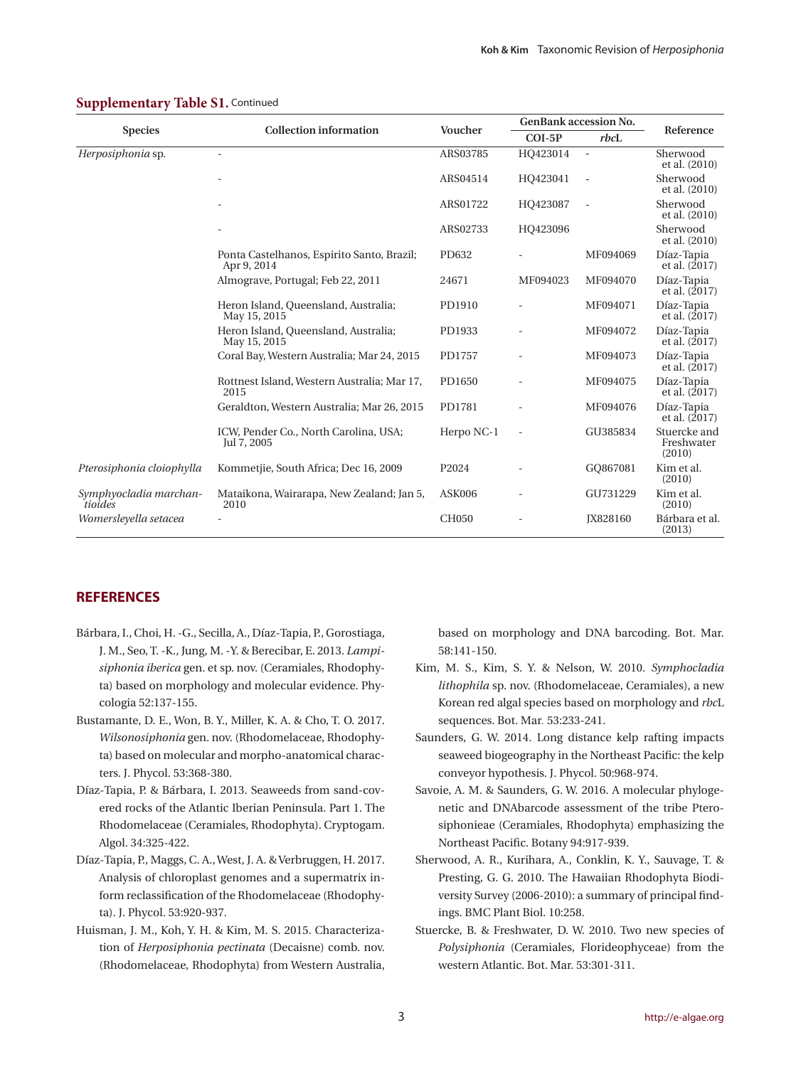**Supplementary Table S1.** Continued

| Species | Collection information | Voucher | GenBank accession No. | | Reference |
|---|---|---|---|---|---|
| | | | COI-5P | *rbc*L | |
| *Herposiphonia* sp. | - | ARS03785 | HQ423014 | - | Sherwood et al. (2010) |
| | - | ARS04514 | HQ423041 | - | Sherwood et al. (2010) |
| | - | ARS01722 | HQ423087 | - | Sherwood et al. (2010) |
| | - | ARS02733 | HQ423096 | | Sherwood et al. (2010) |
| | Ponta Castelhanos, Espirito Santo, Brazil; Apr 9, 2014 | PD632 | - | MF094069 | Díaz-Tapia et al. (2017) |
| | Almograve, Portugal; Feb 22, 2011 | 24671 | MF094023 | MF094070 | Díaz-Tapia et al. (2017) |
| | Heron Island, Queensland, Australia; May 15, 2015 | PD1910 | - | MF094071 | Díaz-Tapia et al. (2017) |
| | Heron Island, Queensland, Australia; May 15, 2015 | PD1933 | - | MF094072 | Díaz-Tapia et al. (2017) |
| | Coral Bay, Western Australia; Mar 24, 2015 | PD1757 | - | MF094073 | Díaz-Tapia et al. (2017) |
| | Rottnest Island, Western Australia; Mar 17, 2015 | PD1650 | - | MF094075 | Díaz-Tapia et al. (2017) |
| | Geraldton, Western Australia; Mar 26, 2015 | PD1781 | - | MF094076 | Díaz-Tapia et al. (2017) |
| | ICW, Pender Co., North Carolina, USA; Jul 7, 2005 | Herpo NC-1 | - | GU385834 | Stuercke and Freshwater (2010) |
| *Pterosiphonia cloiophylla* | Kommetjie, South Africa; Dec 16, 2009 | P2024 | - | GQ867081 | Kim et al. (2010) |
| *Symphyocladia marchantioides* | Mataikona, Wairarapa, New Zealand; Jan 5, 2010 | ASK006 | - | GU731229 | Kim et al. (2010) |
| *Womersleyella setacea* | - | CH050 | - | JX828160 | Bárbara et al. (2013) |

## REFERENCES

Bárbara, I., Choi, H. -G., Secilla, A., Díaz-Tapia, P., Gorostiaga, J. M., Seo, T. -K., Jung, M. -Y. & Berecibar, E. 2013. *Lampisiphonia iberica* gen. et sp. nov. (Ceramiales, Rhodophyta) based on morphology and molecular evidence. Phycologia 52:137-155.

Bustamante, D. E., Won, B. Y., Miller, K. A. & Cho, T. O. 2017. *Wilsonosiphonia* gen. nov. (Rhodomelaceae, Rhodophyta) based on molecular and morpho-anatomical characters. J. Phycol. 53:368-380.

Díaz-Tapia, P. & Bárbara, I. 2013. Seaweeds from sand-covered rocks of the Atlantic Iberian Peninsula. Part 1. The Rhodomelaceae (Ceramiales, Rhodophyta). Cryptogam. Algol. 34:325-422.

Díaz-Tapia, P., Maggs, C. A., West, J. A. & Verbruggen, H. 2017. Analysis of chloroplast genomes and a supermatrix inform reclassification of the Rhodomelaceae (Rhodophyta). J. Phycol. 53:920-937.

Huisman, J. M., Koh, Y. H. & Kim, M. S. 2015. Characterization of *Herposiphonia pectinata* (Decaisne) comb. nov. (Rhodomelaceae, Rhodophyta) from Western Australia, based on morphology and DNA barcoding. Bot. Mar. 58:141-150.

Kim, M. S., Kim, S. Y. & Nelson, W. 2010. *Symphocladia lithophila* sp. nov. (Rhodomelaceae, Ceramiales), a new Korean red algal species based on morphology and *rbc*L sequences. Bot. Mar. 53:233-241.

Saunders, G. W. 2014. Long distance kelp rafting impacts seaweed biogeography in the Northeast Pacific: the kelp conveyor hypothesis. J. Phycol. 50:968-974.

Savoie, A. M. & Saunders, G. W. 2016. A molecular phylogenetic and DNAbarcode assessment of the tribe Pterosiphonieae (Ceramiales, Rhodophyta) emphasizing the Northeast Pacific. Botany 94:917-939.

Sherwood, A. R., Kurihara, A., Conklin, K. Y., Sauvage, T. & Presting, G. G. 2010. The Hawaiian Rhodophyta Biodiversity Survey (2006-2010): a summary of principal findings. BMC Plant Biol. 10:258.

Stuercke, B. & Freshwater, D. W. 2010. Two new species of *Polysiphonia* (Ceramiales, Florideophyceae) from the western Atlantic. Bot. Mar. 53:301-311.